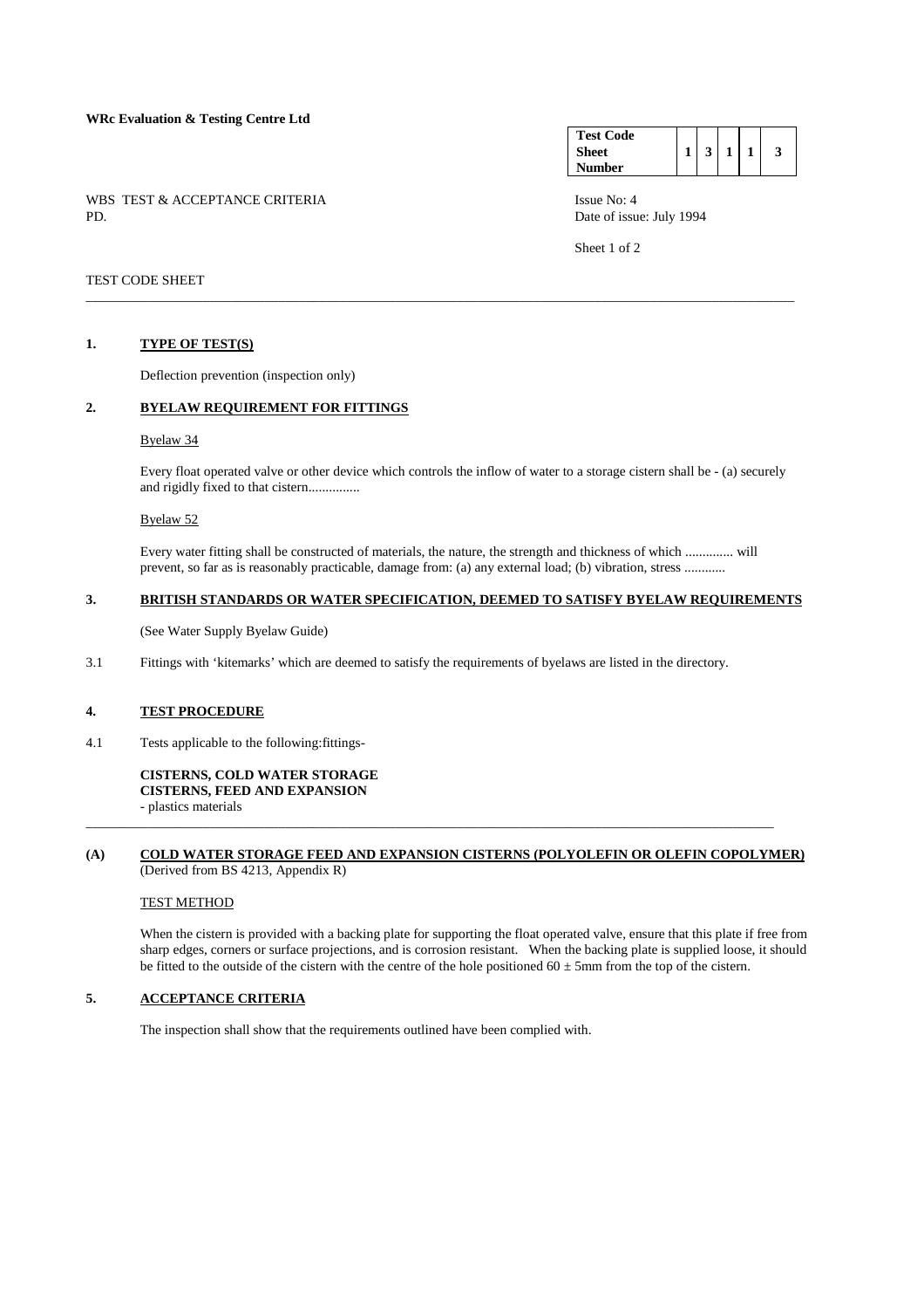**WRc Evaluation & Testing Centre Ltd**

| Test Code Sheet Number | 1 | 3 | 1 | 1 | 3 |
|---|---|---|---|---|---|

WBS TEST & ACCEPTANCE CRITERIA
PD.

Issue No: 4
Date of issue: July 1994

TEST CODE SHEET

---

## 1. TYPE OF TEST(S)

Deflection prevention (inspection only)

## 2. BYELAW REQUIREMENT FOR FITTINGS

Byelaw 34

Every float operated valve or other device which controls the inflow of water to a storage cistern shall be - (a) securely and rigidly fixed to that cistern...............

Byelaw 52

Every water fitting shall be constructed of materials, the nature, the strength and thickness of which .............. will prevent, so far as is reasonably practicable, damage from: (a) any external load; (b) vibration, stress ............

## 3. BRITISH STANDARDS OR WATER SPECIFICATION, DEEMED TO SATISFY BYELAW REQUIREMENTS

(See Water Supply Byelaw Guide)

3.1 Fittings with 'kitemarks' which are deemed to satisfy the requirements of byelaws are listed in the directory.

## 4. TEST PROCEDURE

4.1 Tests applicable to the following:fittings-

**CISTERNS, COLD WATER STORAGE**
**CISTERNS, FEED AND EXPANSION**
- plastics materials

---

## (A) COLD WATER STORAGE FEED AND EXPANSION CISTERNS (POLYOLEFIN OR OLEFIN COPOLYMER)

(Derived from BS 4213, Appendix R)

TEST METHOD

When the cistern is provided with a backing plate for supporting the float operated valve, ensure that this plate if free from sharp edges, corners or surface projections, and is corrosion resistant. When the backing plate is supplied loose, it should be fitted to the outside of the cistern with the centre of the hole positioned $60 \pm 5$mm from the top of the cistern.

## 5. ACCEPTANCE CRITERIA

The inspection shall show that the requirements outlined have been complied with.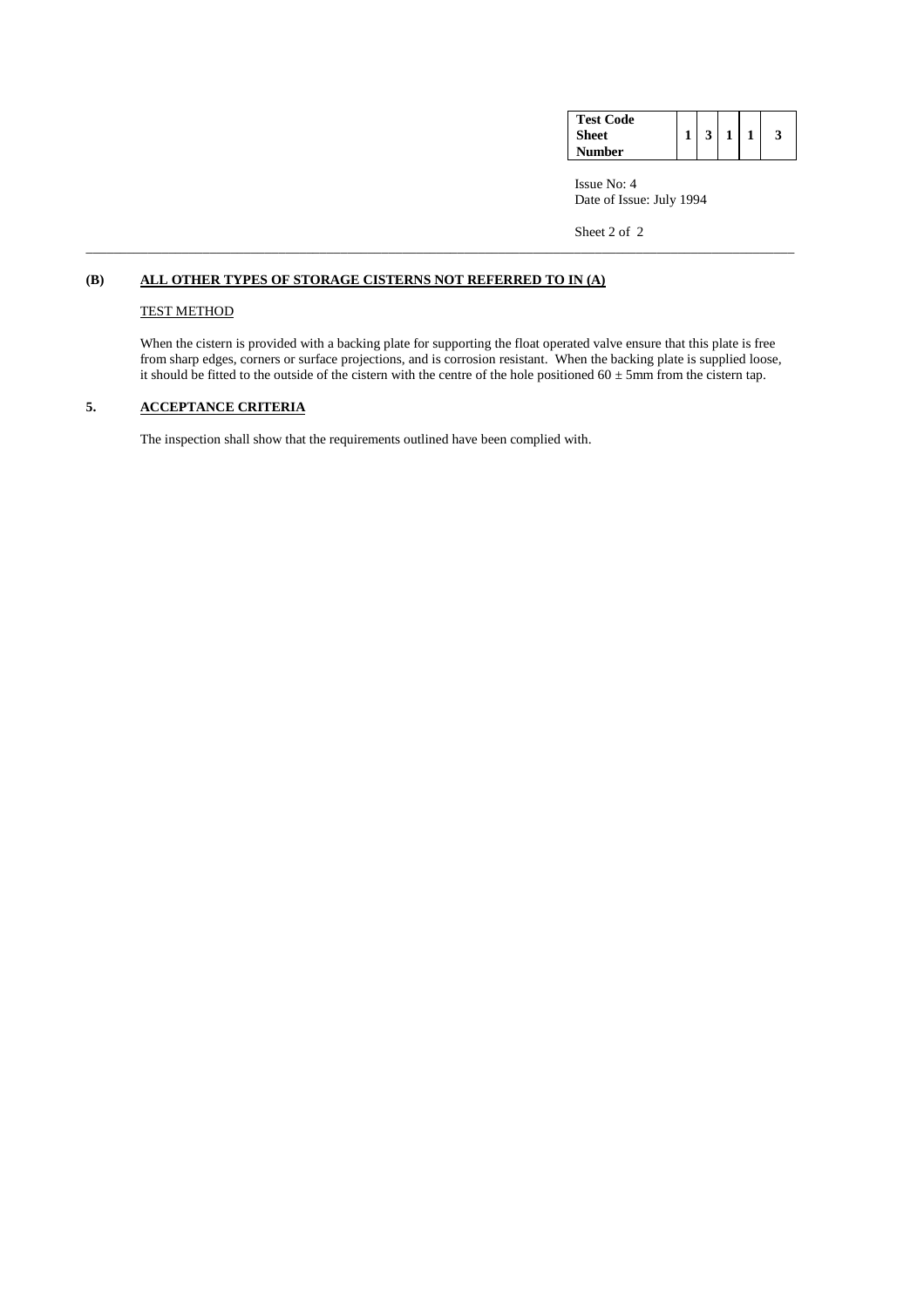## (B) ALL OTHER TYPES OF STORAGE CISTERNS NOT REFERRED TO IN (A)

TEST METHOD

When the cistern is provided with a backing plate for supporting the float operated valve ensure that this plate is free from sharp edges, corners or surface projections, and is corrosion resistant. When the backing plate is supplied loose, it should be fitted to the outside of the cistern with the centre of the hole positioned $60 \pm 5$mm from the cistern tap.

## 5. ACCEPTANCE CRITERIA

The inspection shall show that the requirements outlined have been complied with.